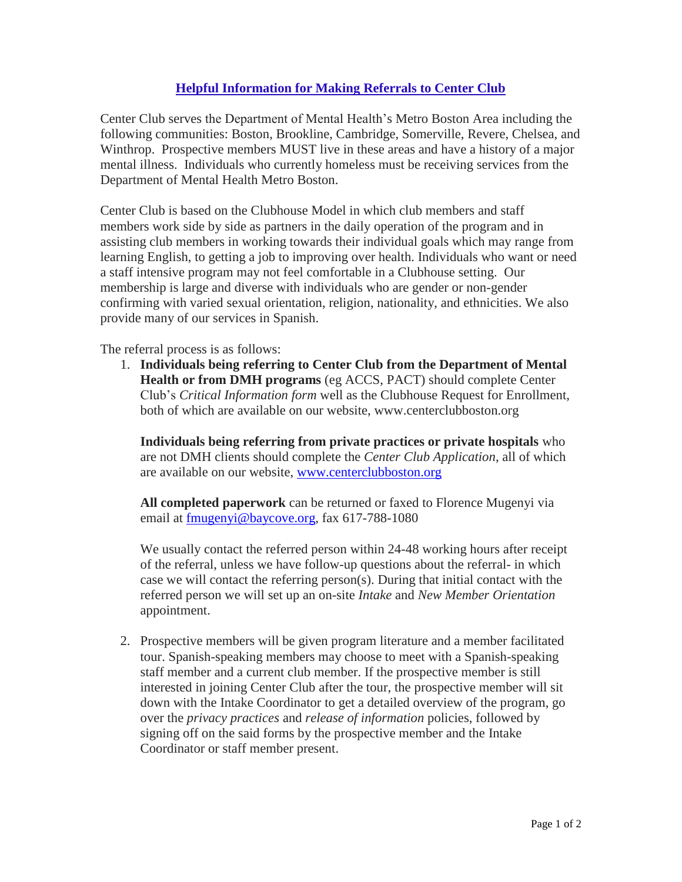## Helpful Information for Making Referrals to Center Club

Center Club serves the Department of Mental Health's Metro Boston Area including the following communities: Boston, Brookline, Cambridge, Somerville, Revere, Chelsea, and Winthrop. Prospective members MUST live in these areas and have a history of a major mental illness. Individuals who currently homeless must be receiving services from the Department of Mental Health Metro Boston.

Center Club is based on the Clubhouse Model in which club members and staff members work side by side as partners in the daily operation of the program and in assisting club members in working towards their individual goals which may range from learning English, to getting a job to improving over health. Individuals who want or need a staff intensive program may not feel comfortable in a Clubhouse setting. Our membership is large and diverse with individuals who are gender or non-gender confirming with varied sexual orientation, religion, nationality, and ethnicities. We also provide many of our services in Spanish.

The referral process is as follows:

1. **Individuals being referring to Center Club from the Department of Mental Health or from DMH programs** (eg ACCS, PACT) should complete Center Club's *Critical Information form* well as the Clubhouse Request for Enrollment, both of which are available on our website, www.centerclubboston.org

   **Individuals being referring from private practices or private hospitals** who are not DMH clients should complete the *Center Club Application,* all of which are available on our website, [www.centerclubboston.org](www.centerclubboston.org)

   **All completed paperwork** can be returned or faxed to Florence Mugenyi via email at [fmugenyi@baycove.org](mailto:fmugenyi@baycove.org), fax 617-788-1080

   We usually contact the referred person within 24-48 working hours after receipt of the referral, unless we have follow-up questions about the referral- in which case we will contact the referring person(s). During that initial contact with the referred person we will set up an on-site *Intake* and *New Member Orientation* appointment.

2. Prospective members will be given program literature and a member facilitated tour. Spanish-speaking members may choose to meet with a Spanish-speaking staff member and a current club member. If the prospective member is still interested in joining Center Club after the tour, the prospective member will sit down with the Intake Coordinator to get a detailed overview of the program, go over the *privacy practices* and *release of information* policies, followed by signing off on the said forms by the prospective member and the Intake Coordinator or staff member present.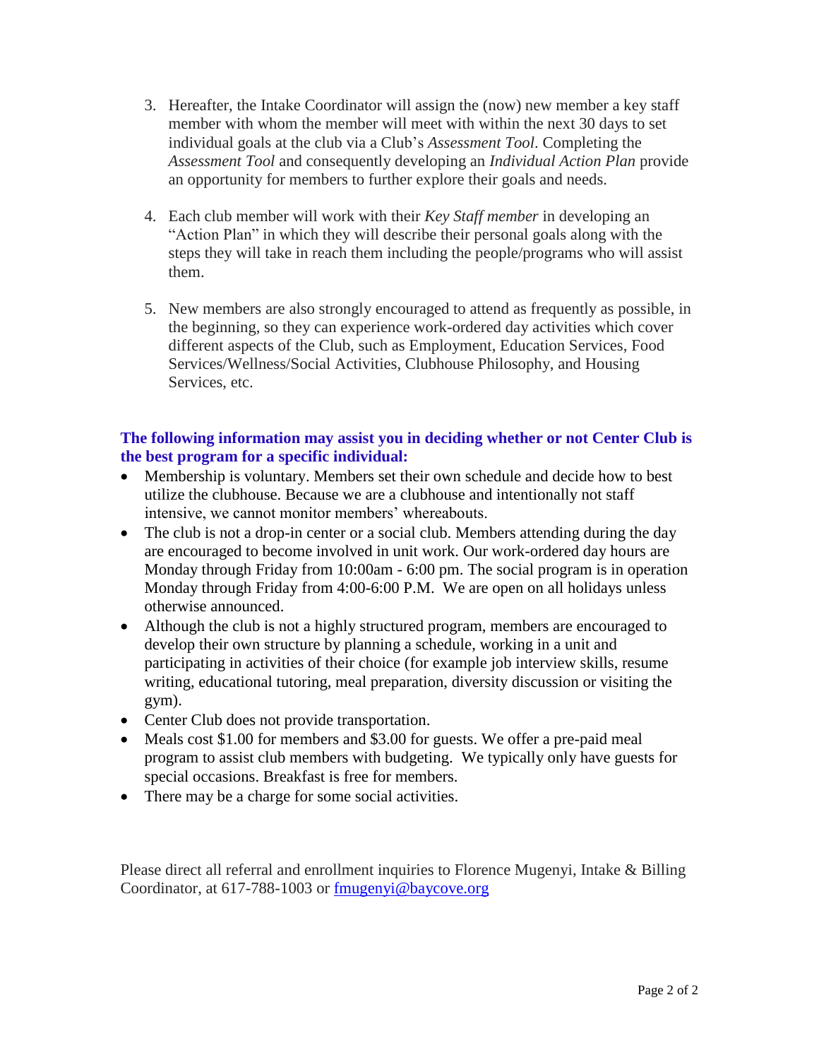3. Hereafter, the Intake Coordinator will assign the (now) new member a key staff member with whom the member will meet with within the next 30 days to set individual goals at the club via a Club's *Assessment Tool*. Completing the *Assessment Tool* and consequently developing an *Individual Action Plan* provide an opportunity for members to further explore their goals and needs.

4. Each club member will work with their *Key Staff member* in developing an "Action Plan" in which they will describe their personal goals along with the steps they will take in reach them including the people/programs who will assist them.

5. New members are also strongly encouraged to attend as frequently as possible, in the beginning, so they can experience work-ordered day activities which cover different aspects of the Club, such as Employment, Education Services, Food Services/Wellness/Social Activities, Clubhouse Philosophy, and Housing Services, etc.

**The following information may assist you in deciding whether or not Center Club is the best program for a specific individual:**

- Membership is voluntary. Members set their own schedule and decide how to best utilize the clubhouse. Because we are a clubhouse and intentionally not staff intensive, we cannot monitor members' whereabouts.
- The club is not a drop-in center or a social club. Members attending during the day are encouraged to become involved in unit work. Our work-ordered day hours are Monday through Friday from 10:00am - 6:00 pm. The social program is in operation Monday through Friday from 4:00-6:00 P.M. We are open on all holidays unless otherwise announced.
- Although the club is not a highly structured program, members are encouraged to develop their own structure by planning a schedule, working in a unit and participating in activities of their choice (for example job interview skills, resume writing, educational tutoring, meal preparation, diversity discussion or visiting the gym).
- Center Club does not provide transportation.
- Meals cost $1.00 for members and $3.00 for guests. We offer a pre-paid meal program to assist club members with budgeting. We typically only have guests for special occasions. Breakfast is free for members.
- There may be a charge for some social activities.

Please direct all referral and enrollment inquiries to Florence Mugenyi, Intake & Billing Coordinator, at 617-788-1003 or [fmugenyi@baycove.org](mailto:fmugenyi@baycove.org)